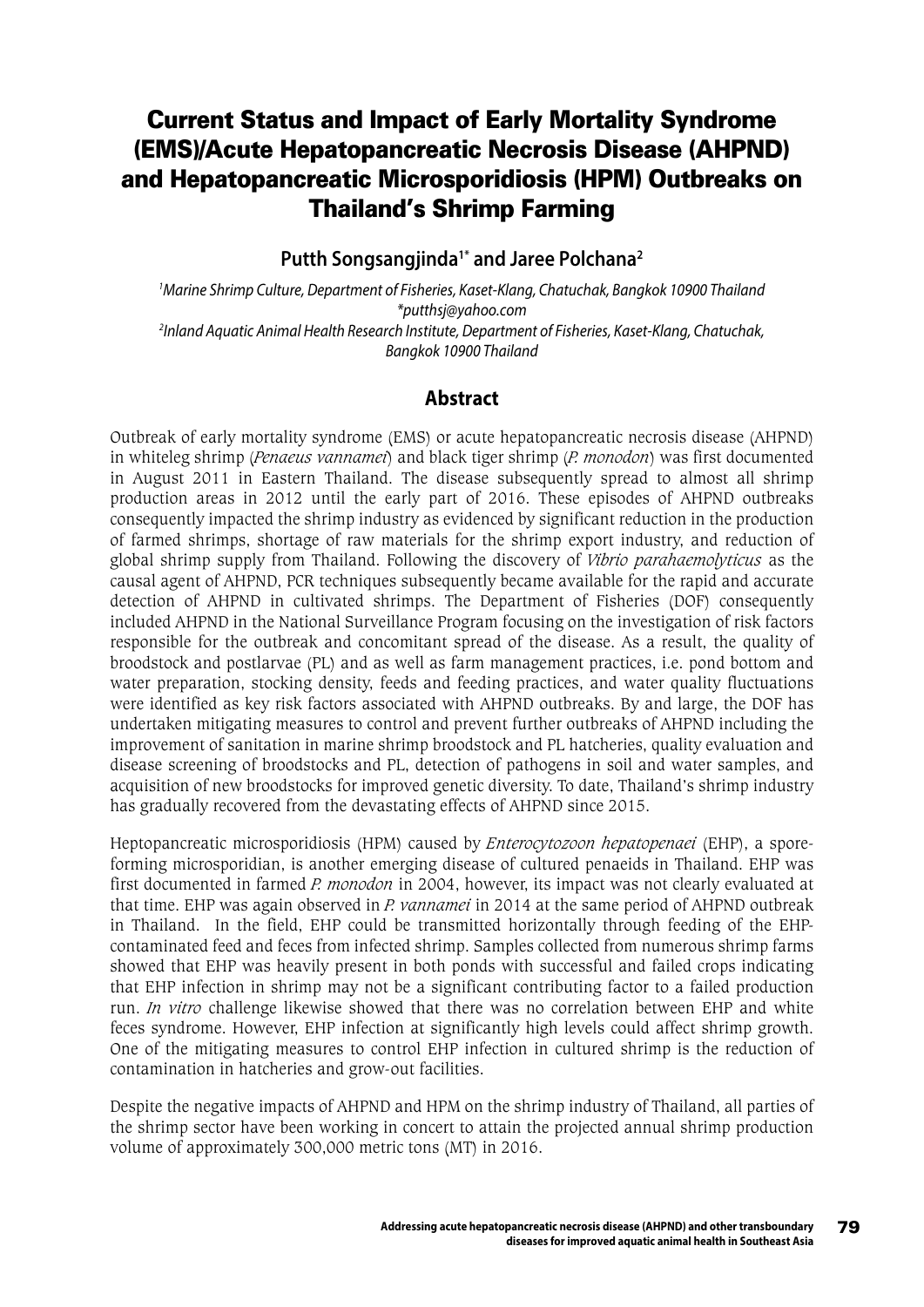# Current Status and Impact of Early Mortality Syndrome (EMS)/Acute Hepatopancreatic Necrosis Disease (AHPND) and Hepatopancreatic Microsporidiosis (HPM) Outbreaks on Thailand's Shrimp Farming

**Putth Songsangjinda[1*] and Jaree Polchana[2]**

*[1]Marine Shrimp Culture, Department of Fisheries, Kaset-Klang, Chatuchak, Bangkok 10900 Thailand*
*\*putthsj@yahoo.com*
*[2]Inland Aquatic Animal Health Research Institute, Department of Fisheries, Kaset-Klang, Chatuchak, Bangkok 10900 Thailand*

## Abstract

Outbreak of early mortality syndrome (EMS) or acute hepatopancreatic necrosis disease (AHPND) in whiteleg shrimp (*Penaeus vannamei*) and black tiger shrimp (*P. monodon*) was first documented in August 2011 in Eastern Thailand. The disease subsequently spread to almost all shrimp production areas in 2012 until the early part of 2016. These episodes of AHPND outbreaks consequently impacted the shrimp industry as evidenced by significant reduction in the production of farmed shrimps, shortage of raw materials for the shrimp export industry, and reduction of global shrimp supply from Thailand. Following the discovery of *Vibrio parahaemolyticus* as the causal agent of AHPND, PCR techniques subsequently became available for the rapid and accurate detection of AHPND in cultivated shrimps. The Department of Fisheries (DOF) consequently included AHPND in the National Surveillance Program focusing on the investigation of risk factors responsible for the outbreak and concomitant spread of the disease. As a result, the quality of broodstock and postlarvae (PL) and as well as farm management practices, i.e. pond bottom and water preparation, stocking density, feeds and feeding practices, and water quality fluctuations were identified as key risk factors associated with AHPND outbreaks. By and large, the DOF has undertaken mitigating measures to control and prevent further outbreaks of AHPND including the improvement of sanitation in marine shrimp broodstock and PL hatcheries, quality evaluation and disease screening of broodstocks and PL, detection of pathogens in soil and water samples, and acquisition of new broodstocks for improved genetic diversity. To date, Thailand's shrimp industry has gradually recovered from the devastating effects of AHPND since 2015.

Heptopancreatic microsporidiosis (HPM) caused by *Enterocytozoon hepatopenaei* (EHP), a spore-forming microsporidian, is another emerging disease of cultured penaeids in Thailand. EHP was first documented in farmed *P. monodon* in 2004, however, its impact was not clearly evaluated at that time. EHP was again observed in *P. vannamei* in 2014 at the same period of AHPND outbreak in Thailand. In the field, EHP could be transmitted horizontally through feeding of the EHP-contaminated feed and feces from infected shrimp. Samples collected from numerous shrimp farms showed that EHP was heavily present in both ponds with successful and failed crops indicating that EHP infection in shrimp may not be a significant contributing factor to a failed production run. *In vitro* challenge likewise showed that there was no correlation between EHP and white feces syndrome. However, EHP infection at significantly high levels could affect shrimp growth. One of the mitigating measures to control EHP infection in cultured shrimp is the reduction of contamination in hatcheries and grow-out facilities.

Despite the negative impacts of AHPND and HPM on the shrimp industry of Thailand, all parties of the shrimp sector have been working in concert to attain the projected annual shrimp production volume of approximately 300,000 metric tons (MT) in 2016.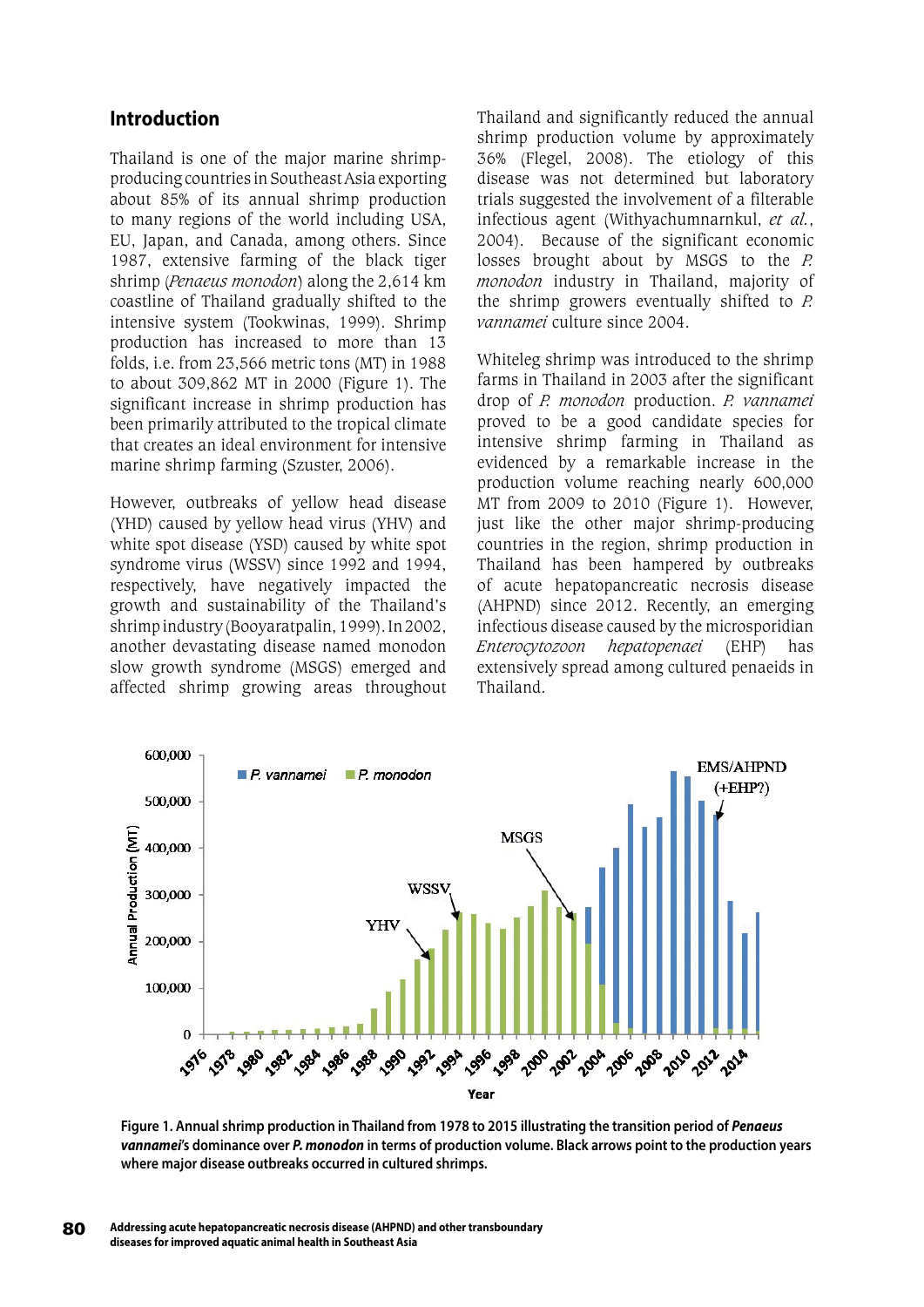## Introduction

Thailand is one of the major marine shrimp-producing countries in Southeast Asia exporting about 85% of its annual shrimp production to many regions of the world including USA, EU, Japan, and Canada, among others. Since 1987, extensive farming of the black tiger shrimp (*Penaeus monodon*) along the 2,614 km coastline of Thailand gradually shifted to the intensive system (Tookwinas, 1999). Shrimp production has increased to more than 13 folds, i.e. from 23,566 metric tons (MT) in 1988 to about 309,862 MT in 2000 (Figure 1). The significant increase in shrimp production has been primarily attributed to the tropical climate that creates an ideal environment for intensive marine shrimp farming (Szuster, 2006).

However, outbreaks of yellow head disease (YHD) caused by yellow head virus (YHV) and white spot disease (YSD) caused by white spot syndrome virus (WSSV) since 1992 and 1994, respectively, have negatively impacted the growth and sustainability of the Thailand's shrimp industry (Booyaratpalin, 1999). In 2002, another devastating disease named monodon slow growth syndrome (MSGS) emerged and affected shrimp growing areas throughout Thailand and significantly reduced the annual shrimp production volume by approximately 36% (Flegel, 2008). The etiology of this disease was not determined but laboratory trials suggested the involvement of a filterable infectious agent (Withyachumnarnkul, *et al.*, 2004). Because of the significant economic losses brought about by MSGS to the *P. monodon* industry in Thailand, majority of the shrimp growers eventually shifted to *P. vannamei* culture since 2004.

Whiteleg shrimp was introduced to the shrimp farms in Thailand in 2003 after the significant drop of *P. monodon* production. *P. vannamei* proved to be a good candidate species for intensive shrimp farming in Thailand as evidenced by a remarkable increase in the production volume reaching nearly 600,000 MT from 2009 to 2010 (Figure 1). However, just like the other major shrimp-producing countries in the region, shrimp production in Thailand has been hampered by outbreaks of acute hepatopancreatic necrosis disease (AHPND) since 2012. Recently, an emerging infectious disease caused by the microsporidian *Enterocytozoon hepatopenaei* (EHP) has extensively spread among cultured penaeids in Thailand.

**Figure 1. Annual shrimp production in Thailand from 1978 to 2015 illustrating the transition period of *Penaeus vannamei*'s dominance over *P. monodon* in terms of production volume. Black arrows point to the production years where major disease outbreaks occurred in cultured shrimps.**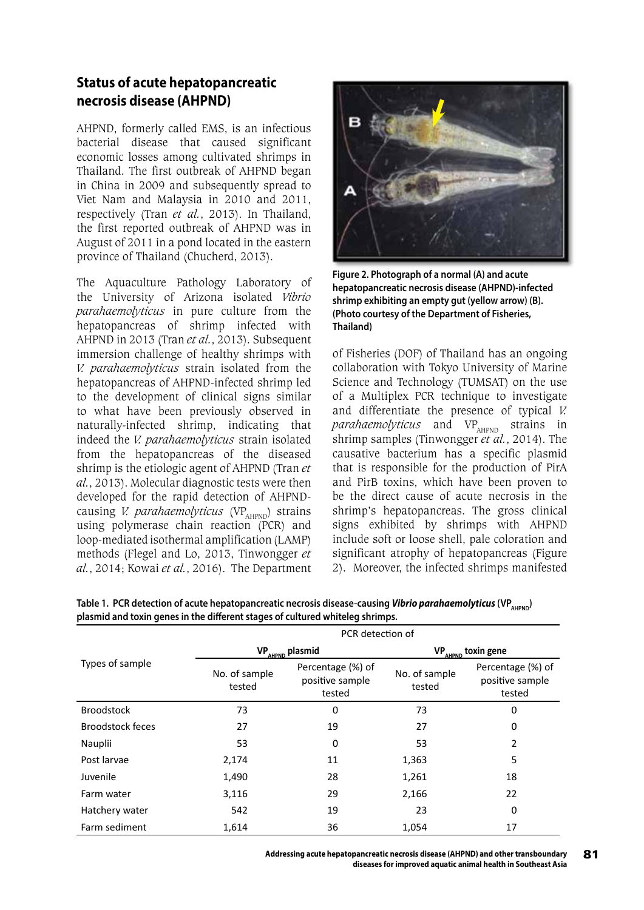## Status of acute hepatopancreatic necrosis disease (AHPND)

AHPND, formerly called EMS, is an infectious bacterial disease that caused significant economic losses among cultivated shrimps in Thailand. The first outbreak of AHPND began in China in 2009 and subsequently spread to Viet Nam and Malaysia in 2010 and 2011, respectively (Tran *et al.*, 2013). In Thailand, the first reported outbreak of AHPND was in August of 2011 in a pond located in the eastern province of Thailand (Chucherd, 2013).

The Aquaculture Pathology Laboratory of the University of Arizona isolated *Vibrio parahaemolyticus* in pure culture from the hepatopancreas of shrimp infected with AHPND in 2013 (Tran *et al.*, 2013). Subsequent immersion challenge of healthy shrimps with *V. parahaemolyticus* strain isolated from the hepatopancreas of AHPND-infected shrimp led to the development of clinical signs similar to what have been previously observed in naturally-infected shrimp, indicating that indeed the *V. parahaemolyticus* strain isolated from the hepatopancreas of the diseased shrimp is the etiologic agent of AHPND (Tran *et al.*, 2013). Molecular diagnostic tests were then developed for the rapid detection of AHPND-causing *V. parahaemolyticus* ($VP_{AHPND}$) strains using polymerase chain reaction (PCR) and loop-mediated isothermal amplification (LAMP) methods (Flegel and Lo, 2013, Tinwongger *et al.*, 2014; Kowai *et al.*, 2016). The Department of Fisheries (DOF) of Thailand has an ongoing collaboration with Tokyo University of Marine Science and Technology (TUMSAT) on the use of a Multiplex PCR technique to investigate and differentiate the presence of typical *V. parahaemolyticus* and $VP_{AHPND}$ strains in shrimp samples (Tinwongger *et al.*, 2014). The causative bacterium has a specific plasmid that is responsible for the production of PirA and PirB toxins, which have been proven to be the direct cause of acute necrosis in the shrimp's hepatopancreas. The gross clinical signs exhibited by shrimps with AHPND include soft or loose shell, pale coloration and significant atrophy of hepatopancreas (Figure 2). Moreover, the infected shrimps manifested

**Figure 2. Photograph of a normal (A) and acute hepatopancreatic necrosis disease (AHPND)-infected shrimp exhibiting an empty gut (yellow arrow) (B). (Photo courtesy of the Department of Fisheries, Thailand)**

**Table 1. PCR detection of acute hepatopancreatic necrosis disease-causing *Vibrio parahaemolyticus* ($VP_{AHPND}$) plasmid and toxin genes in the different stages of cultured whiteleg shrimps.**

| Types of sample | PCR detection of | | | |
|---|---|---|---|---|
| | $VP_{AHPND}$ plasmid | | $VP_{AHPND}$ toxin gene | |
| | No. of sample tested | Percentage (%) of positive sample tested | No. of sample tested | Percentage (%) of positive sample tested |
| Broodstock | 73 | 0 | 73 | 0 |
| Broodstock feces | 27 | 19 | 27 | 0 |
| Nauplii | 53 | 0 | 53 | 2 |
| Post larvae | 2,174 | 11 | 1,363 | 5 |
| Juvenile | 1,490 | 28 | 1,261 | 18 |
| Farm water | 3,116 | 29 | 2,166 | 22 |
| Hatchery water | 542 | 19 | 23 | 0 |
| Farm sediment | 1,614 | 36 | 1,054 | 17 |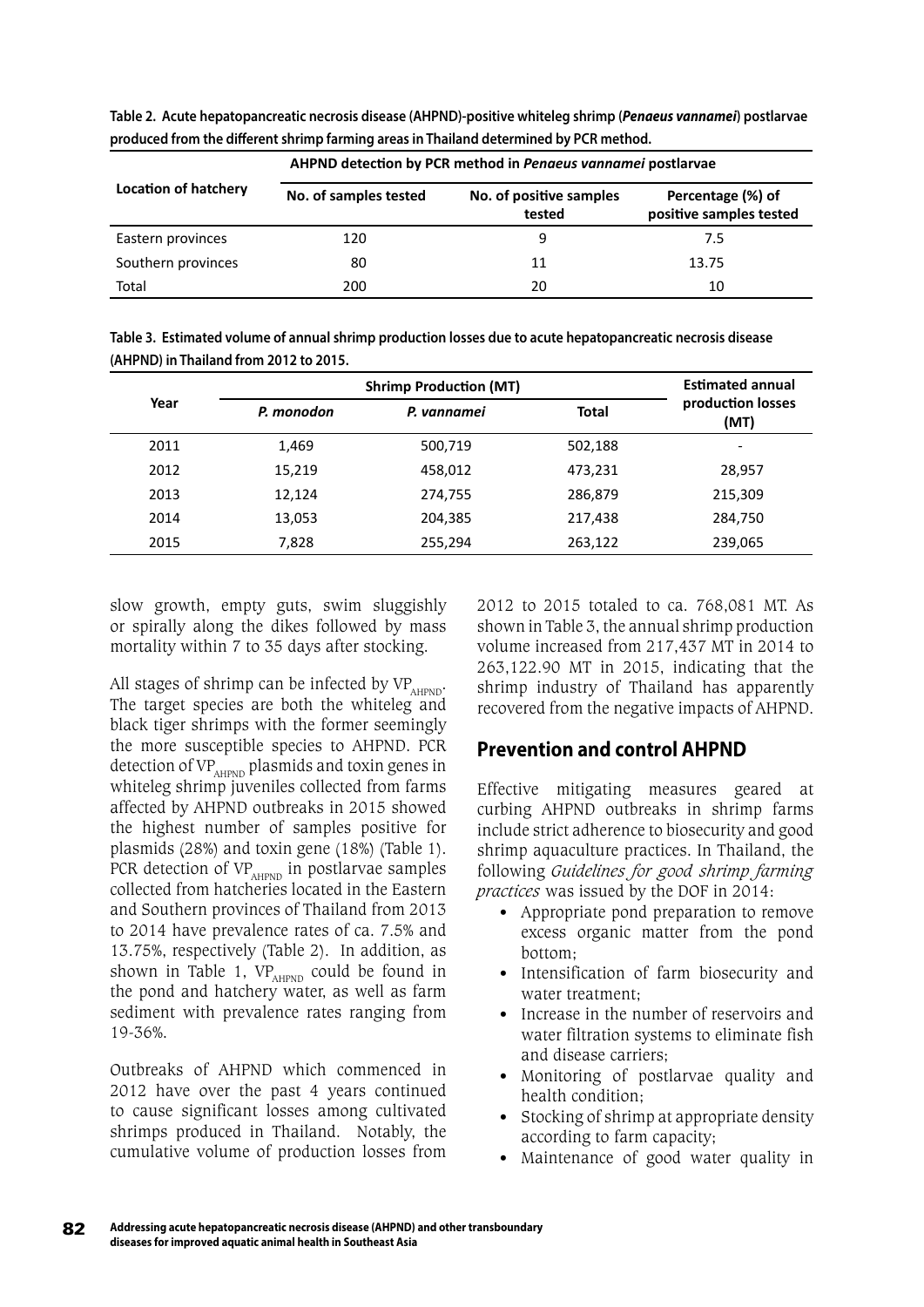**Table 2. Acute hepatopancreatic necrosis disease (AHPND)-positive whiteleg shrimp (*Penaeus vannamei*) postlarvae produced from the different shrimp farming areas in Thailand determined by PCR method.**

| Location of hatchery | AHPND detection by PCR method in *Penaeus vannamei* postlarvae | | |
|---|---|---|---|
| | No. of samples tested | No. of positive samples tested | Percentage (%) of positive samples tested |
| Eastern provinces | 120 | 9 | 7.5 |
| Southern provinces | 80 | 11 | 13.75 |
| Total | 200 | 20 | 10 |

**Table 3. Estimated volume of annual shrimp production losses due to acute hepatopancreatic necrosis disease (AHPND) in Thailand from 2012 to 2015.**

| Year | Shrimp Production (MT) | | | Estimated annual production losses (MT) |
|---|---|---|---|---|
| | *P. monodon* | *P. vannamei* | Total | |
| 2011 | 1,469 | 500,719 | 502,188 | - |
| 2012 | 15,219 | 458,012 | 473,231 | 28,957 |
| 2013 | 12,124 | 274,755 | 286,879 | 215,309 |
| 2014 | 13,053 | 204,385 | 217,438 | 284,750 |
| 2015 | 7,828 | 255,294 | 263,122 | 239,065 |

slow growth, empty guts, swim sluggishly or spirally along the dikes followed by mass mortality within 7 to 35 days after stocking.

All stages of shrimp can be infected by $VP_{AHPND}$. The target species are both the whiteleg and black tiger shrimps with the former seemingly the more susceptible species to AHPND. PCR detection of $VP_{AHPND}$ plasmids and toxin genes in whiteleg shrimp juveniles collected from farms affected by AHPND outbreaks in 2015 showed the highest number of samples positive for plasmids (28%) and toxin gene (18%) (Table 1). PCR detection of $VP_{AHPND}$ in postlarvae samples collected from hatcheries located in the Eastern and Southern provinces of Thailand from 2013 to 2014 have prevalence rates of ca. 7.5% and 13.75%, respectively (Table 2). In addition, as shown in Table 1, $VP_{AHPND}$ could be found in the pond and hatchery water, as well as farm sediment with prevalence rates ranging from 19-36%.

Outbreaks of AHPND which commenced in 2012 have over the past 4 years continued to cause significant losses among cultivated shrimps produced in Thailand. Notably, the cumulative volume of production losses from 2012 to 2015 totaled to ca. 768,081 MT. As shown in Table 3, the annual shrimp production volume increased from 217,437 MT in 2014 to 263,122.90 MT in 2015, indicating that the shrimp industry of Thailand has apparently recovered from the negative impacts of AHPND.

## Prevention and control AHPND

Effective mitigating measures geared at curbing AHPND outbreaks in shrimp farms include strict adherence to biosecurity and good shrimp aquaculture practices. In Thailand, the following *Guidelines for good shrimp farming practices* was issued by the DOF in 2014:

- Appropriate pond preparation to remove excess organic matter from the pond bottom;
- Intensification of farm biosecurity and water treatment;
- Increase in the number of reservoirs and water filtration systems to eliminate fish and disease carriers;
- Monitoring of postlarvae quality and health condition;
- Stocking of shrimp at appropriate density according to farm capacity;
- Maintenance of good water quality in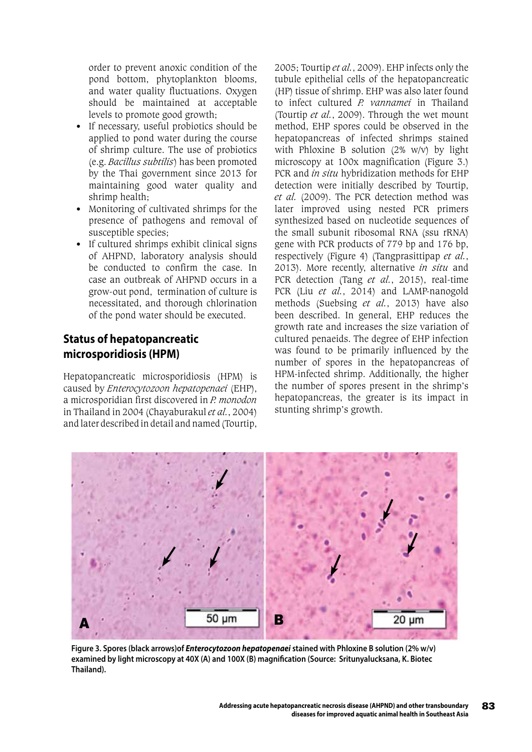order to prevent anoxic condition of the pond bottom, phytoplankton blooms, and water quality fluctuations. Oxygen should be maintained at acceptable levels to promote good growth;

- If necessary, useful probiotics should be applied to pond water during the course of shrimp culture. The use of probiotics (e.g. *Bacillus subtilis*) has been promoted by the Thai government since 2013 for maintaining good water quality and shrimp health;
- Monitoring of cultivated shrimps for the presence of pathogens and removal of susceptible species;
- If cultured shrimps exhibit clinical signs of AHPND, laboratory analysis should be conducted to confirm the case. In case an outbreak of AHPND occurs in a grow-out pond, termination of culture is necessitated, and thorough chlorination of the pond water should be executed.

## Status of hepatopancreatic microsporidiosis (HPM)

Hepatopancreatic microsporidiosis (HPM) is caused by *Enterocytozoon hepatopenaei* (EHP), a microsporidian first discovered in *P. monodon* in Thailand in 2004 (Chayaburakul *et al.*, 2004) and later described in detail and named (Tourtip, 2005; Tourtip *et al.*, 2009). EHP infects only the tubule epithelial cells of the hepatopancreatic (HP) tissue of shrimp. EHP was also later found to infect cultured *P. vannamei* in Thailand (Tourtip *et al.*, 2009). Through the wet mount method, EHP spores could be observed in the hepatopancreas of infected shrimps stained with Phloxine B solution (2% w/v) by light microscopy at 100x magnification (Figure 3.) PCR and *in situ* hybridization methods for EHP detection were initially described by Tourtip, *et al.* (2009). The PCR detection method was later improved using nested PCR primers synthesized based on nucleotide sequences of the small subunit ribosomal RNA (ssu rRNA) gene with PCR products of 779 bp and 176 bp, respectively (Figure 4) (Tangprasittipap *et al.*, 2013). More recently, alternative *in situ* and PCR detection (Tang *et al.*, 2015), real-time PCR (Liu *et al.*, 2014) and LAMP-nanogold methods (Suebsing *et al.*, 2013) have also been described. In general, EHP reduces the growth rate and increases the size variation of cultured penaeids. The degree of EHP infection was found to be primarily influenced by the number of spores in the hepatopancreas of HPM-infected shrimp. Additionally, the higher the number of spores present in the shrimp's hepatopancreas, the greater is its impact in stunting shrimp's growth.

**Figure 3. Spores (black arrows)of *Enterocytozoon hepatopenaei* stained with Phloxine B solution (2% w/v) examined by light microscopy at 40X (A) and 100X (B) magnification (Source: Sritunyalucksana, K. Biotec Thailand).**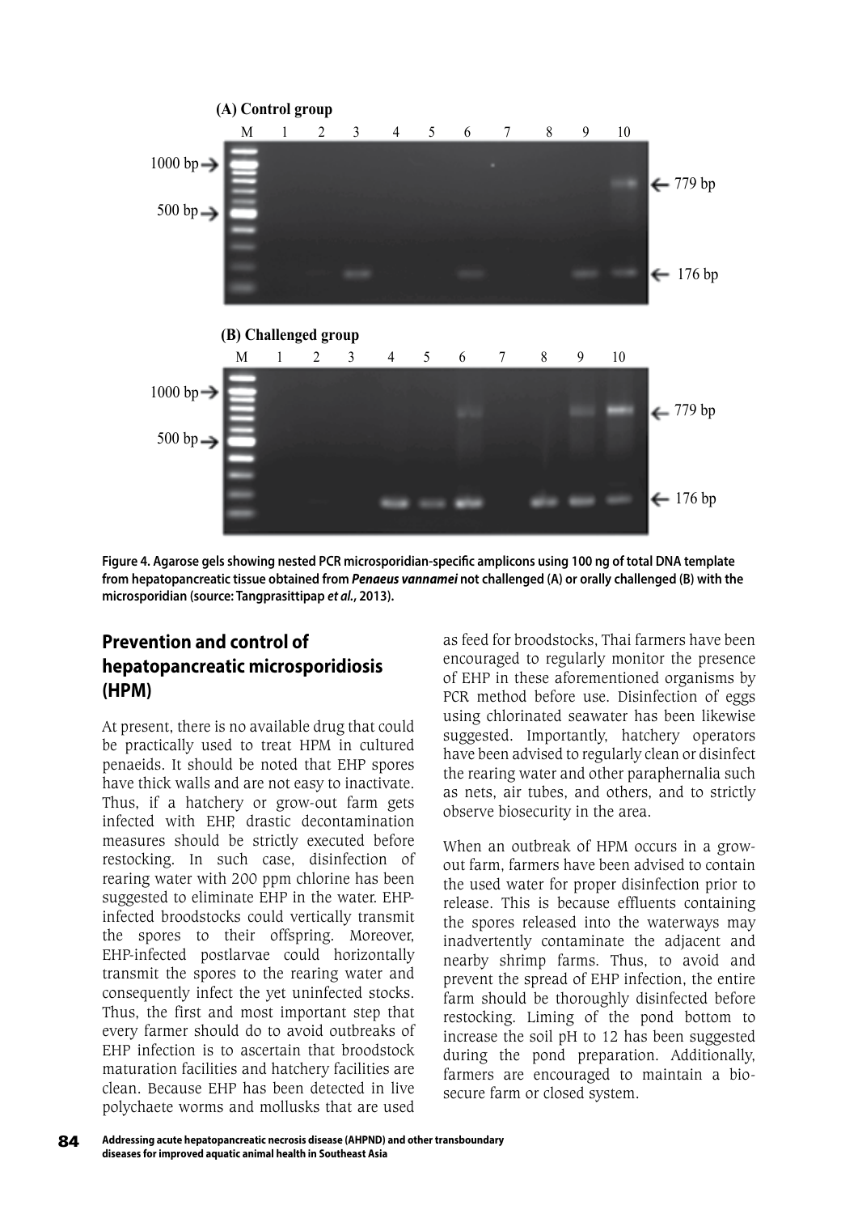Figure 4. Agarose gels showing nested PCR microsporidian-specific amplicons using 100 ng of total DNA template from hepatopancreatic tissue obtained from ***Penaeus vannamei*** not challenged (A) or orally challenged (B) with the microsporidian (source: Tangprasittipap *et al.*, 2013).

## Prevention and control of hepatopancreatic microsporidiosis (HPM)

At present, there is no available drug that could be practically used to treat HPM in cultured penaeids. It should be noted that EHP spores have thick walls and are not easy to inactivate. Thus, if a hatchery or grow-out farm gets infected with EHP, drastic decontamination measures should be strictly executed before restocking. In such case, disinfection of rearing water with 200 ppm chlorine has been suggested to eliminate EHP in the water. EHP-infected broodstocks could vertically transmit the spores to their offspring. Moreover, EHP-infected postlarvae could horizontally transmit the spores to the rearing water and consequently infect the yet uninfected stocks. Thus, the first and most important step that every farmer should do to avoid outbreaks of EHP infection is to ascertain that broodstock maturation facilities and hatchery facilities are clean. Because EHP has been detected in live polychaete worms and mollusks that are used as feed for broodstocks, Thai farmers have been encouraged to regularly monitor the presence of EHP in these aforementioned organisms by PCR method before use. Disinfection of eggs using chlorinated seawater has been likewise suggested. Importantly, hatchery operators have been advised to regularly clean or disinfect the rearing water and other paraphernalia such as nets, air tubes, and others, and to strictly observe biosecurity in the area.

When an outbreak of HPM occurs in a grow-out farm, farmers have been advised to contain the used water for proper disinfection prior to release. This is because effluents containing the spores released into the waterways may inadvertently contaminate the adjacent and nearby shrimp farms. Thus, to avoid and prevent the spread of EHP infection, the entire farm should be thoroughly disinfected before restocking. Liming of the pond bottom to increase the soil pH to 12 has been suggested during the pond preparation. Additionally, farmers are encouraged to maintain a bio-secure farm or closed system.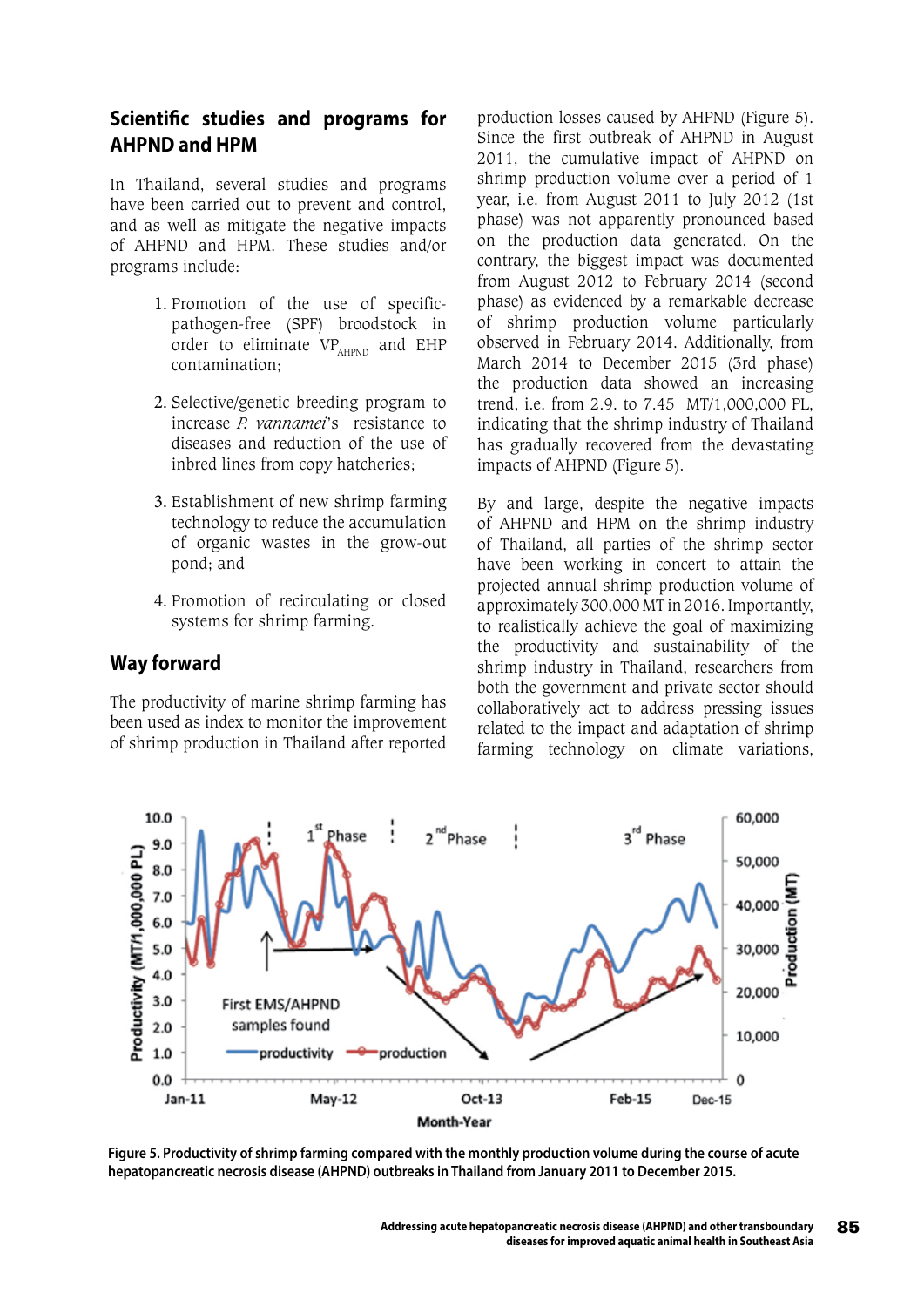## Scientific studies and programs for AHPND and HPM

In Thailand, several studies and programs have been carried out to prevent and control, and as well as mitigate the negative impacts of AHPND and HPM. These studies and/or programs include:

1. Promotion of the use of specific-pathogen-free (SPF) broodstock in order to eliminate $VP_{AHPND}$ and EHP contamination;
2. Selective/genetic breeding program to increase *P. vannamei*'s resistance to diseases and reduction of the use of inbred lines from copy hatcheries;
3. Establishment of new shrimp farming technology to reduce the accumulation of organic wastes in the grow-out pond; and
4. Promotion of recirculating or closed systems for shrimp farming.

## Way forward

The productivity of marine shrimp farming has been used as index to monitor the improvement of shrimp production in Thailand after reported production losses caused by AHPND (Figure 5). Since the first outbreak of AHPND in August 2011, the cumulative impact of AHPND on shrimp production volume over a period of 1 year, i.e. from August 2011 to July 2012 (1st phase) was not apparently pronounced based on the production data generated. On the contrary, the biggest impact was documented from August 2012 to February 2014 (second phase) as evidenced by a remarkable decrease of shrimp production volume particularly observed in February 2014. Additionally, from March 2014 to December 2015 (3rd phase) the production data showed an increasing trend, i.e. from 2.9. to 7.45 MT/1,000,000 PL, indicating that the shrimp industry of Thailand has gradually recovered from the devastating impacts of AHPND (Figure 5).

By and large, despite the negative impacts of AHPND and HPM on the shrimp industry of Thailand, all parties of the shrimp sector have been working in concert to attain the projected annual shrimp production volume of approximately 300,000 MT in 2016. Importantly, to realistically achieve the goal of maximizing the productivity and sustainability of the shrimp industry in Thailand, researchers from both the government and private sector should collaboratively act to address pressing issues related to the impact and adaptation of shrimp farming technology on climate variations,

**Figure 5. Productivity of shrimp farming compared with the monthly production volume during the course of acute hepatopancreatic necrosis disease (AHPND) outbreaks in Thailand from January 2011 to December 2015.**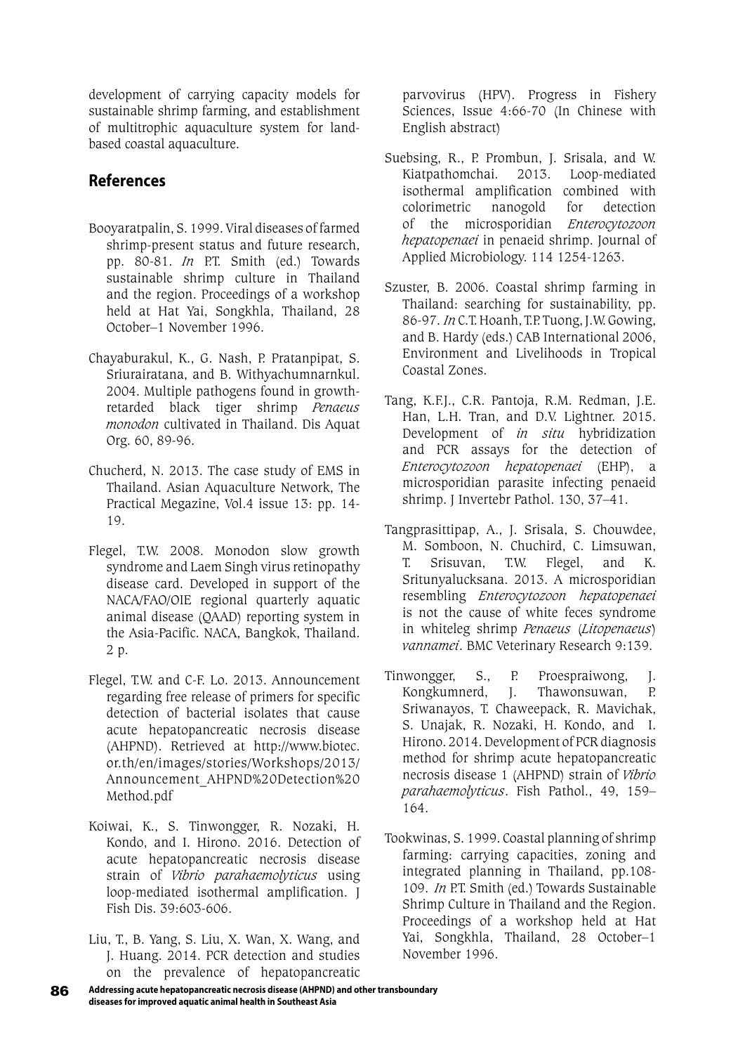development of carrying capacity models for sustainable shrimp farming, and establishment of multitrophic aquaculture system for land-based coastal aquaculture.

## References

Booyaratpalin, S. 1999. Viral diseases of farmed shrimp-present status and future research, pp. 80-81. *In* P.T. Smith (ed.) Towards sustainable shrimp culture in Thailand and the region. Proceedings of a workshop held at Hat Yai, Songkhla, Thailand, 28 October–1 November 1996.

Chayaburakul, K., G. Nash, P. Pratanpipat, S. Sriurairatana, and B. Withyachumnarnkul. 2004. Multiple pathogens found in growth-retarded black tiger shrimp *Penaeus monodon* cultivated in Thailand. Dis Aquat Org. 60, 89-96.

Chucherd, N. 2013. The case study of EMS in Thailand. Asian Aquaculture Network, The Practical Megazine, Vol.4 issue 13: pp. 14-19.

Flegel, T.W. 2008. Monodon slow growth syndrome and Laem Singh virus retinopathy disease card. Developed in support of the NACA/FAO/OIE regional quarterly aquatic animal disease (QAAD) reporting system in the Asia-Pacific. NACA, Bangkok, Thailand. 2 p.

Flegel, T.W. and C-F. Lo. 2013. Announcement regarding free release of primers for specific detection of bacterial isolates that cause acute hepatopancreatic necrosis disease (AHPND). Retrieved at http://www.biotec.or.th/en/images/stories/Workshops/2013/Announcement_AHPND%20Detection%20Method.pdf

Koiwai, K., S. Tinwongger, R. Nozaki, H. Kondo, and I. Hirono. 2016. Detection of acute hepatopancreatic necrosis disease strain of *Vibrio parahaemolyticus* using loop-mediated isothermal amplification. J Fish Dis. 39:603-606.

Liu, T., B. Yang, S. Liu, X. Wan, X. Wang, and J. Huang. 2014. PCR detection and studies on the prevalence of hepatopancreatic parvovirus (HPV). Progress in Fishery Sciences, Issue 4:66-70 (In Chinese with English abstract)

Suebsing, R., P. Prombun, J. Srisala, and W. Kiatpathomchai. 2013. Loop-mediated isothermal amplification combined with colorimetric nanogold for detection of the microsporidian *Enterocytozoon hepatopenaei* in penaeid shrimp. Journal of Applied Microbiology. 114 1254-1263.

Szuster, B. 2006. Coastal shrimp farming in Thailand: searching for sustainability, pp. 86-97. *In* C.T. Hoanh, T.P. Tuong, J.W. Gowing, and B. Hardy (eds.) CAB International 2006, Environment and Livelihoods in Tropical Coastal Zones.

Tang, K.F.J., C.R. Pantoja, R.M. Redman, J.E. Han, L.H. Tran, and D.V. Lightner. 2015. Development of *in situ* hybridization and PCR assays for the detection of *Enterocytozoon hepatopenaei* (EHP), a microsporidian parasite infecting penaeid shrimp. J Invertebr Pathol. 130, 37–41.

Tangprasittipap, A., J. Srisala, S. Chouwdee, M. Somboon, N. Chuchird, C. Limsuwan, T. Srisuvan, T.W. Flegel, and K. Sritunyalucksana. 2013. A microsporidian resembling *Enterocytozoon hepatopenaei* is not the cause of white feces syndrome in whiteleg shrimp *Penaeus* (*Litopenaeus*) *vannamei*. BMC Veterinary Research 9:139.

Tinwongger, S., P. Proespraiwong, J. Kongkumnerd, J. Thawonsuwan, P. Sriwanayos, T. Chaweepack, R. Mavichak, S. Unajak, R. Nozaki, H. Kondo, and I. Hirono. 2014. Development of PCR diagnosis method for shrimp acute hepatopancreatic necrosis disease 1 (AHPND) strain of *Vibrio parahaemolyticus*. Fish Pathol., 49, 159–164.

Tookwinas, S. 1999. Coastal planning of shrimp farming: carrying capacities, zoning and integrated planning in Thailand, pp.108-109. *In* P.T. Smith (ed.) Towards Sustainable Shrimp Culture in Thailand and the Region. Proceedings of a workshop held at Hat Yai, Songkhla, Thailand, 28 October–1 November 1996.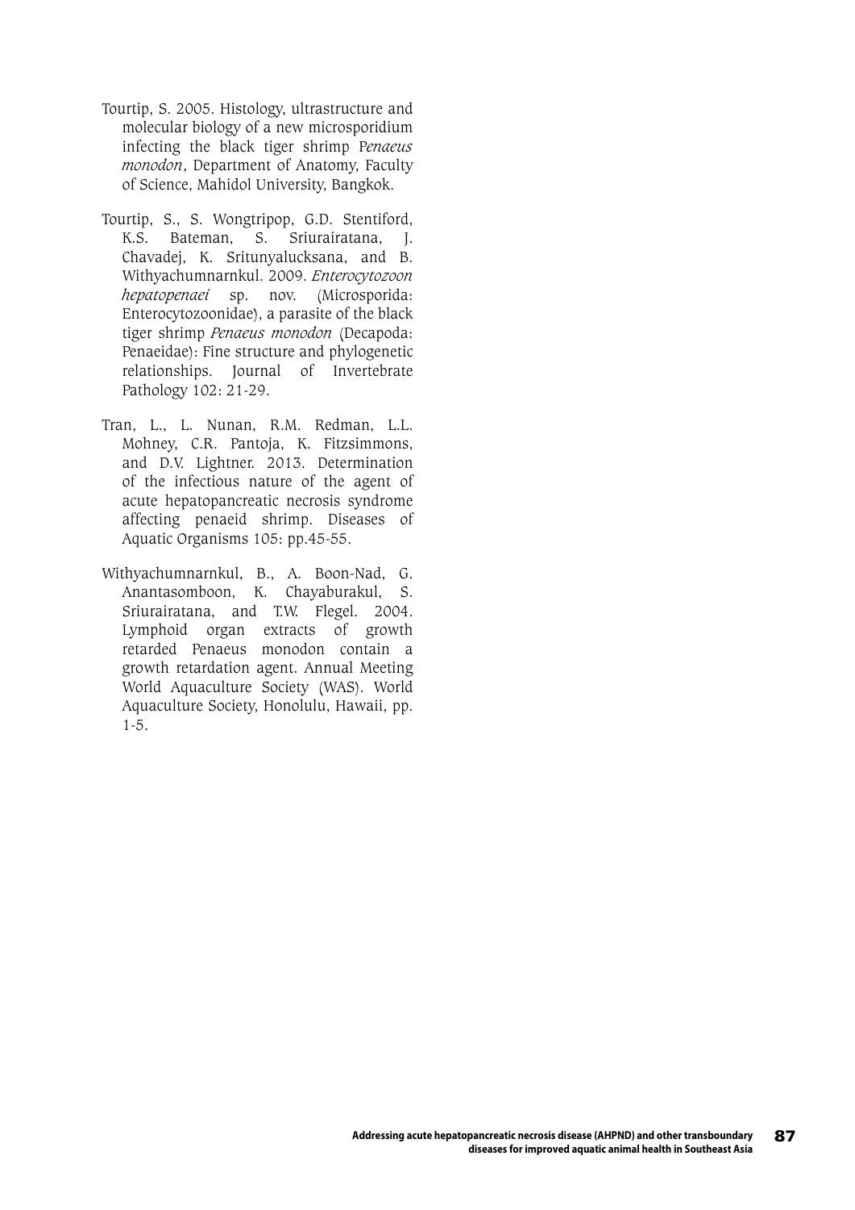Tourtip, S. 2005. Histology, ultrastructure and molecular biology of a new microsporidium infecting the black tiger shrimp P*enaeus monodon*, Department of Anatomy, Faculty of Science, Mahidol University, Bangkok.

Tourtip, S., S. Wongtripop, G.D. Stentiford, K.S. Bateman, S. Sriurairatana, J. Chavadej, K. Sritunyalucksana, and B. Withyachumnarnkul. 2009. *Enterocytozoon hepatopenaei* sp. nov. (Microsporida: Enterocytozoonidae), a parasite of the black tiger shrimp *Penaeus monodon* (Decapoda: Penaeidae): Fine structure and phylogenetic relationships. Journal of Invertebrate Pathology 102: 21-29.

Tran, L., L. Nunan, R.M. Redman, L.L. Mohney, C.R. Pantoja, K. Fitzsimmons, and D.V. Lightner. 2013. Determination of the infectious nature of the agent of acute hepatopancreatic necrosis syndrome affecting penaeid shrimp. Diseases of Aquatic Organisms 105: pp.45-55.

Withyachumnarnkul, B., A. Boon-Nad, G. Anantasomboon, K. Chayaburakul, S. Sriurairatana, and T.W. Flegel. 2004. Lymphoid organ extracts of growth retarded Penaeus monodon contain a growth retardation agent. Annual Meeting World Aquaculture Society (WAS). World Aquaculture Society, Honolulu, Hawaii, pp. 1-5.